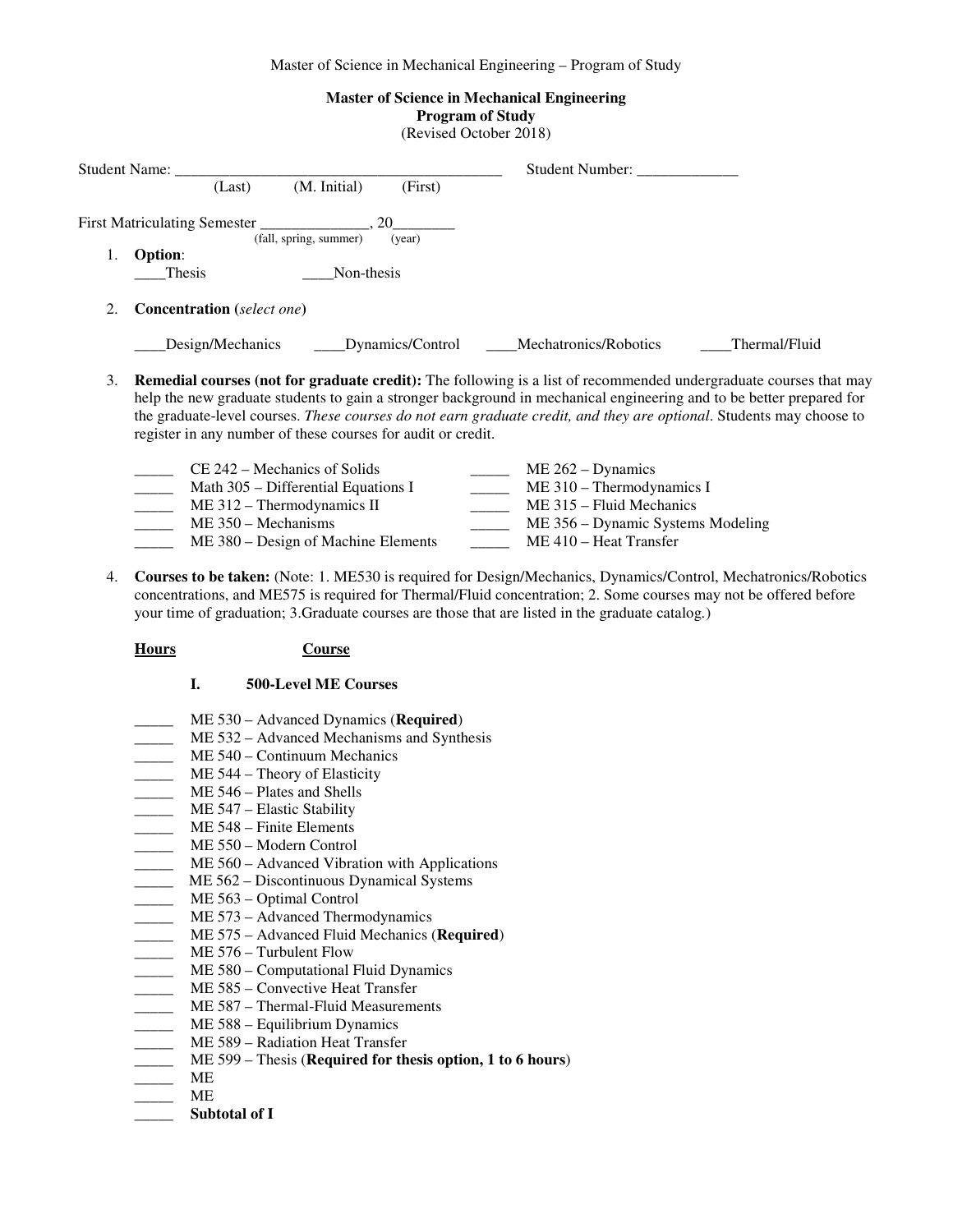# Master of Science in Mechanical Engineering
## Program of Study
(Revised October 2018)

Student Name: ___________________________________________ Student Number: _____________
(Last) (M. Initial) (First)

First Matriculating Semester ______________, 20________
(fall, spring, summer) (year)

1. **Option**:
   ____Thesis ____Non-thesis

2. **Concentration (*select one*)**

   ____Design/Mechanics ____Dynamics/Control ____Mechatronics/Robotics ____Thermal/Fluid

3. **Remedial courses (not for graduate credit):** The following is a list of recommended undergraduate courses that may help the new graduate students to gain a stronger background in mechanical engineering and to be better prepared for the graduate-level courses. *These courses do not earn graduate credit, and they are optional*. Students may choose to register in any number of these courses for audit or credit.

   _____ CE 242 – Mechanics of Solids
   _____ ME 262 – Dynamics
   _____ Math 305 – Differential Equations I
   _____ ME 310 – Thermodynamics I
   _____ ME 312 – Thermodynamics II
   _____ ME 315 – Fluid Mechanics
   _____ ME 350 – Mechanisms
   _____ ME 356 – Dynamic Systems Modeling
   _____ ME 380 – Design of Machine Elements
   _____ ME 410 – Heat Transfer

4. **Courses to be taken:** (Note: 1. ME530 is required for Design/Mechanics, Dynamics/Control, Mechatronics/Robotics concentrations, and ME575 is required for Thermal/Fluid concentration; 2. Some courses may not be offered before your time of graduation; 3.Graduate courses are those that are listed in the graduate catalog.)

   **Hours** **Course**

   **I. 500-Level ME Courses**

   _____ ME 530 – Advanced Dynamics (**Required**)
   _____ ME 532 – Advanced Mechanisms and Synthesis
   _____ ME 540 – Continuum Mechanics
   _____ ME 544 – Theory of Elasticity
   _____ ME 546 – Plates and Shells
   _____ ME 547 – Elastic Stability
   _____ ME 548 – Finite Elements
   _____ ME 550 – Modern Control
   _____ ME 560 – Advanced Vibration with Applications
   _____ ME 562 – Discontinuous Dynamical Systems
   _____ ME 563 – Optimal Control
   _____ ME 573 – Advanced Thermodynamics
   _____ ME 575 – Advanced Fluid Mechanics (**Required**)
   _____ ME 576 – Turbulent Flow
   _____ ME 580 – Computational Fluid Dynamics
   _____ ME 585 – Convective Heat Transfer
   _____ ME 587 – Thermal-Fluid Measurements
   _____ ME 588 – Equilibrium Dynamics
   _____ ME 589 – Radiation Heat Transfer
   _____ ME 599 – Thesis (**Required for thesis option, 1 to 6 hours**)
   _____ ME
   _____ ME
   _____ **Subtotal of I**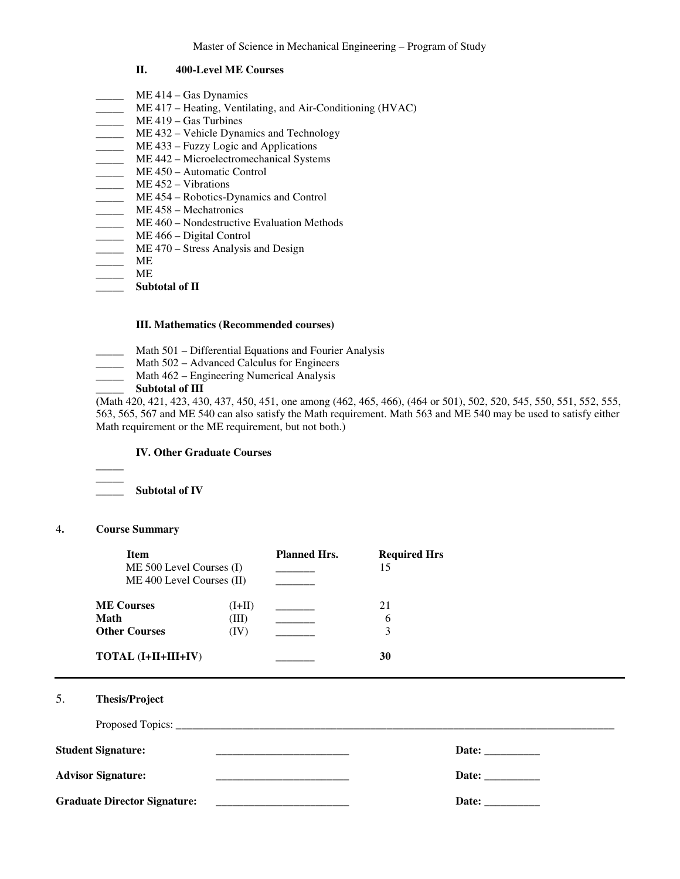### II. 400-Level ME Courses

_____ ME 414 – Gas Dynamics
_____ ME 417 – Heating, Ventilating, and Air-Conditioning (HVAC)
_____ ME 419 – Gas Turbines
_____ ME 432 – Vehicle Dynamics and Technology
_____ ME 433 – Fuzzy Logic and Applications
_____ ME 442 – Microelectromechanical Systems
_____ ME 450 – Automatic Control
_____ ME 452 – Vibrations
_____ ME 454 – Robotics-Dynamics and Control
_____ ME 458 – Mechatronics
_____ ME 460 – Nondestructive Evaluation Methods
_____ ME 466 – Digital Control
_____ ME 470 – Stress Analysis and Design
_____ ME
_____ ME
_____ **Subtotal of II**

### III. Mathematics (Recommended courses)

_____ Math 501 – Differential Equations and Fourier Analysis
_____ Math 502 – Advanced Calculus for Engineers
_____ Math 462 – Engineering Numerical Analysis
_____ **Subtotal of III**

(Math 420, 421, 423, 430, 437, 450, 451, one among (462, 465, 466), (464 or 501), 502, 520, 545, 550, 551, 552, 555, 563, 565, 567 and ME 540 can also satisfy the Math requirement. Math 563 and ME 540 may be used to satisfy either Math requirement or the ME requirement, but not both.)

### IV. Other Graduate Courses

_____
_____
_____ **Subtotal of IV**

## 4. Course Summary

| Item | | Planned Hrs. | Required Hrs |
|---|---|---|---|
| ME 500 Level Courses (I) | | _______ | 15 |
| ME 400 Level Courses (II) | | _______ | |
| **ME Courses** | (I+II) | _______ | 21 |
| **Math** | (III) | _______ | 6 |
| **Other Courses** | (IV) | _______ | 3 |
| **TOTAL (I+II+III+IV)** | | _______ | **30** |

---

## 5. Thesis/Project

Proposed Topics: ________________________________________________________________________________

**Student Signature:** _________________________ **Date:** __________

**Advisor Signature:** _________________________ **Date:** __________

**Graduate Director Signature:** _________________________ **Date:** __________